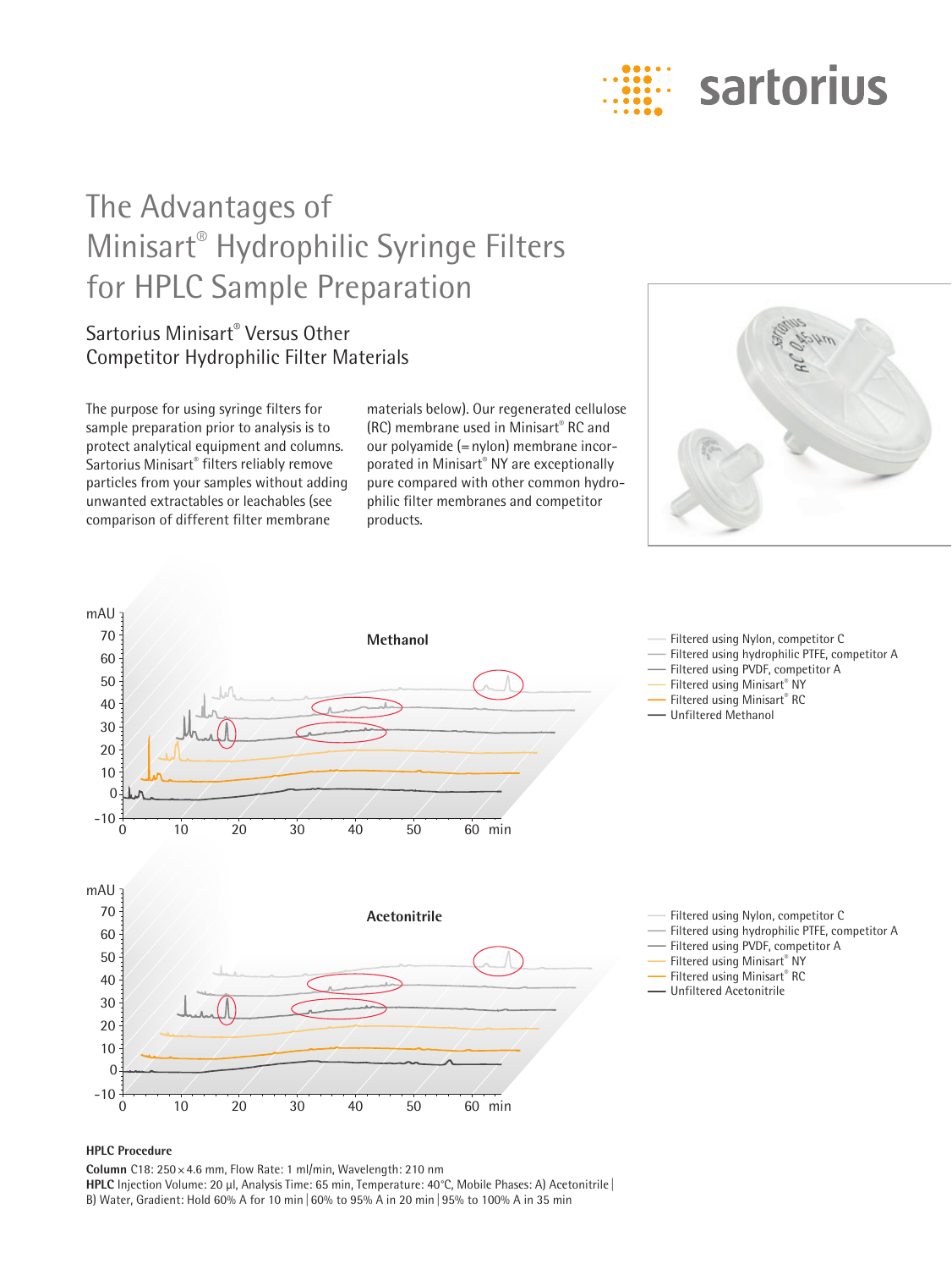# The Advantages of Minisart® Hydrophilic Syringe Filters for HPLC Sample Preparation

## Sartorius Minisart® Versus Other Competitor Hydrophilic Filter Materials

The purpose for using syringe filters for sample preparation prior to analysis is to protect analytical equipment and columns. Sartorius Minisart® filters reliably remove particles from your samples without adding unwanted extractables or leachables (see comparison of different filter membrane materials below). Our regenerated cellulose (RC) membrane used in Minisart® RC and our polyamide (= nylon) membrane incorporated in Minisart® NY are exceptionally pure compared with other common hydrophilic filter membranes and competitor products.

mAU
70
60
50
40
30
20
10
0
–10
0 10 20 30 40 50 60 min

Methanol

Filtered using Nylon, competitor C
Filtered using hydrophilic PTFE, competitor A
Filtered using PVDF, competitor A
Filtered using Minisart® NY
Filtered using Minisart® RC
Unfiltered Methanol

mAU
70
60
50
40
30
20
10
0
–10
0 10 20 30 40 50 60 min

Acetonitrile

Filtered using Nylon, competitor C
Filtered using hydrophilic PTFE, competitor A
Filtered using PVDF, competitor A
Filtered using Minisart® NY
Filtered using Minisart® RC
Unfiltered Acetonitrile

**HPLC Procedure**

**Column** C18: 250 × 4.6 mm, Flow Rate: 1 ml/min, Wavelength: 210 nm
**HPLC** Injection Volume: 20 µl, Analysis Time: 65 min, Temperature: 40°C, Mobile Phases: A) Acetonitrile | B) Water, Gradient: Hold 60% A for 10 min | 60% to 95% A in 20 min | 95% to 100% A in 35 min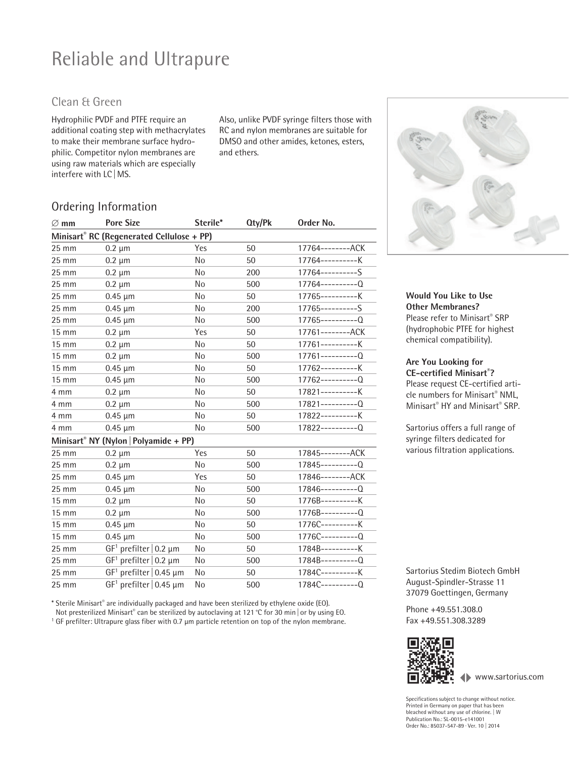# Reliable and Ultrapure

## Clean & Green

Hydrophilic PVDF and PTFE require an additional coating step with methacrylates to make their membrane surface hydrophilic. Competitor nylon membranes are using raw materials which are especially interfere with LC | MS.

Also, unlike PVDF syringe filters those with RC and nylon membranes are suitable for DMSO and other amides, ketones, esters, and ethers.

## Ordering Information

| ∅ mm | Pore Size | Sterile* | Qty/Pk | Order No. |
|---|---|---|---|---|
| **Minisart® RC (Regenerated Cellulose + PP)** | | | | |
| 25 mm | 0.2 µm | Yes | 50 | 17764--------ACK |
| 25 mm | 0.2 µm | No | 50 | 17764----------K |
| 25 mm | 0.2 µm | No | 200 | 17764----------S |
| 25 mm | 0.2 µm | No | 500 | 17764----------Q |
| 25 mm | 0.45 µm | No | 50 | 17765----------K |
| 25 mm | 0.45 µm | No | 200 | 17765----------S |
| 25 mm | 0.45 µm | No | 500 | 17765----------Q |
| 15 mm | 0.2 µm | Yes | 50 | 17761--------ACK |
| 15 mm | 0.2 µm | No | 50 | 17761----------K |
| 15 mm | 0.2 µm | No | 500 | 17761----------Q |
| 15 mm | 0.45 µm | No | 50 | 17762----------K |
| 15 mm | 0.45 µm | No | 500 | 17762----------Q |
| 4 mm | 0.2 µm | No | 50 | 17821----------K |
| 4 mm | 0.2 µm | No | 500 | 17821----------Q |
| 4 mm | 0.45 µm | No | 50 | 17822----------K |
| 4 mm | 0.45 µm | No | 500 | 17822----------Q |
| **Minisart® NY (Nylon \| Polyamide + PP)** | | | | |
| 25 mm | 0.2 µm | Yes | 50 | 17845--------ACK |
| 25 mm | 0.2 µm | No | 500 | 17845----------Q |
| 25 mm | 0.45 µm | Yes | 50 | 17846--------ACK |
| 25 mm | 0.45 µm | No | 500 | 17846----------Q |
| 15 mm | 0.2 µm | No | 50 | 1776B----------K |
| 15 mm | 0.2 µm | No | 500 | 1776B----------Q |
| 15 mm | 0.45 µm | No | 50 | 1776C----------K |
| 15 mm | 0.45 µm | No | 500 | 1776C----------Q |
| 25 mm | GF[1] prefilter \| 0.2 µm | No | 50 | 1784B----------K |
| 25 mm | GF[1] prefilter \| 0.2 µm | No | 500 | 1784B----------Q |
| 25 mm | GF[1] prefilter \| 0.45 µm | No | 50 | 1784C----------K |
| 25 mm | GF[1] prefilter \| 0.45 µm | No | 500 | 1784C----------Q |

\* Sterile Minisart® are individually packaged and have been sterilized by ethylene oxide (EO).
Not presterilized Minisart® can be sterilized by autoclaving at 121 °C for 30 min | or by using EO.
[1] GF prefilter: Ultrapure glass fiber with 0.7 µm particle retention on top of the nylon membrane.

**Would You Like to Use Other Membranes?**
Please refer to Minisart® SRP (hydrophobic PTFE for highest chemical compatibility).

**Are You Looking for CE-certified Minisart®?**
Please request CE-certified article numbers for Minisart® NML, Minisart® HY and Minisart® SRP.

Sartorius offers a full range of syringe filters dedicated for various filtration applications.

Sartorius Stedim Biotech GmbH
August-Spindler-Strasse 11
37079 Goettingen, Germany

Phone +49.551.308.0
Fax +49.551.308.3289

www.sartorius.com

Specifications subject to change without notice.
Printed in Germany on paper that has been bleached without any use of chlorine. | W
Publication No.: SL-0015-e141001
Order No.: 85037-547-89 · Ver. 10 | 2014